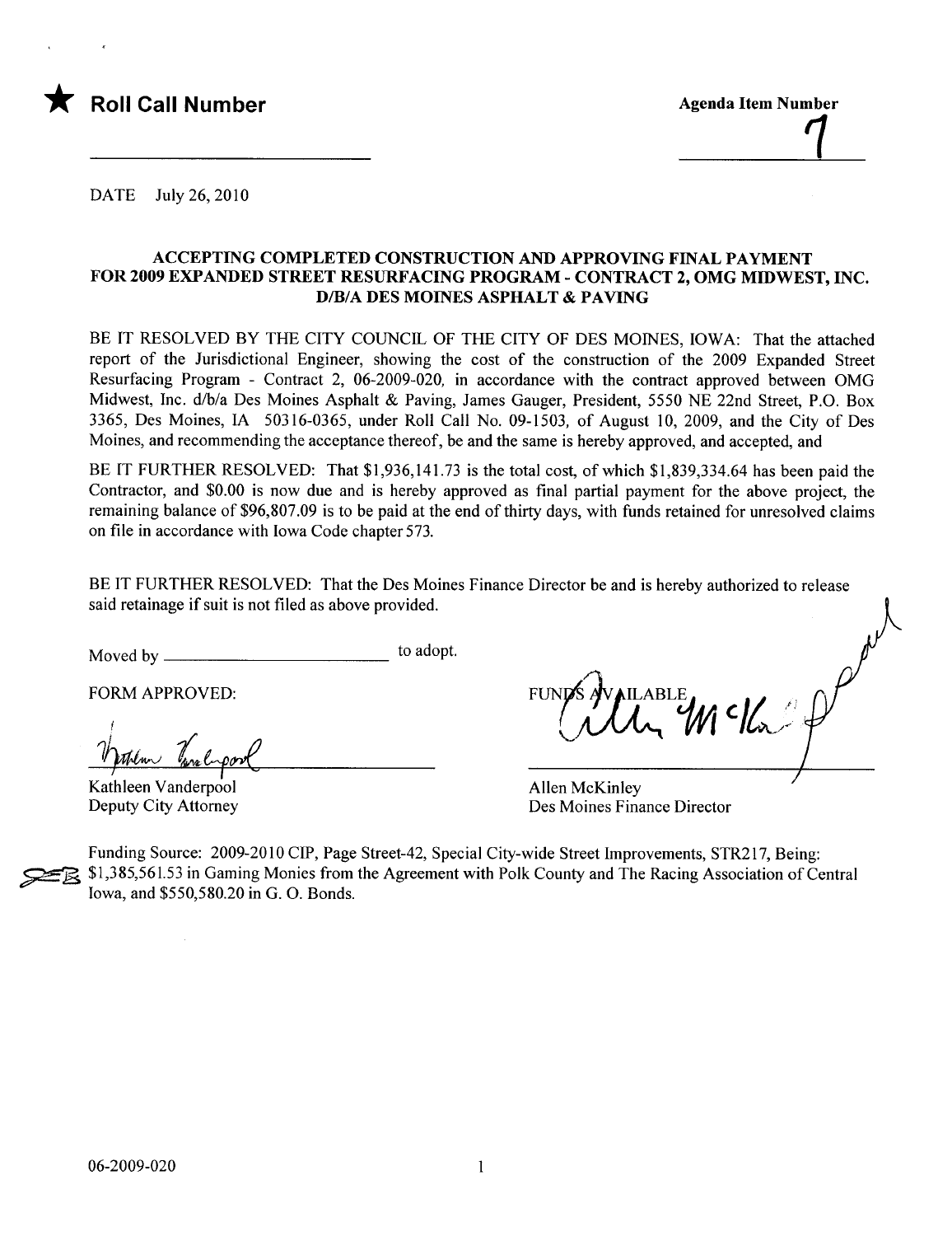★ **Roll Call Number**

**Agenda Item Number**

7

DATE July 26, 2010

**ACCEPTING COMPLETED CONSTRUCTION AND APPROVING FINAL PAYMENT FOR 2009 EXPANDED STREET RESURFACING PROGRAM - CONTRACT 2, OMG MIDWEST, INC. D/B/A DES MOINES ASPHALT & PAVING**

BE IT RESOLVED BY THE CITY COUNCIL OF THE CITY OF DES MOINES, IOWA: That the attached report of the Jurisdictional Engineer, showing the cost of the construction of the 2009 Expanded Street Resurfacing Program - Contract 2, 06-2009-020, in accordance with the contract approved between OMG Midwest, Inc. d/b/a Des Moines Asphalt & Paving, James Gauger, President, 5550 NE 22nd Street, P.O. Box 3365, Des Moines, IA 50316-0365, under Roll Call No. 09-1503, of August 10, 2009, and the City of Des Moines, and recommending the acceptance thereof, be and the same is hereby approved, and accepted, and

BE IT FURTHER RESOLVED: That $1,936,141.73 is the total cost, of which $1,839,334.64 has been paid the Contractor, and $0.00 is now due and is hereby approved as final partial payment for the above project, the remaining balance of $96,807.09 is to be paid at the end of thirty days, with funds retained for unresolved claims on file in accordance with Iowa Code chapter 573.

BE IT FURTHER RESOLVED: That the Des Moines Finance Director be and is hereby authorized to release said retainage if suit is not filed as above provided.

Moved by ________________________ to adopt.

FORM APPROVED:

Kathleen Vanderpool
Deputy City Attorney

FUNDS AVAILABLE

Allen McKinley
Des Moines Finance Director

Funding Source: 2009-2010 CIP, Page Street-42, Special City-wide Street Improvements, STR217, Being: $1,385,561.53 in Gaming Monies from the Agreement with Polk County and The Racing Association of Central Iowa, and $550,580.20 in G. O. Bonds.

06-2009-020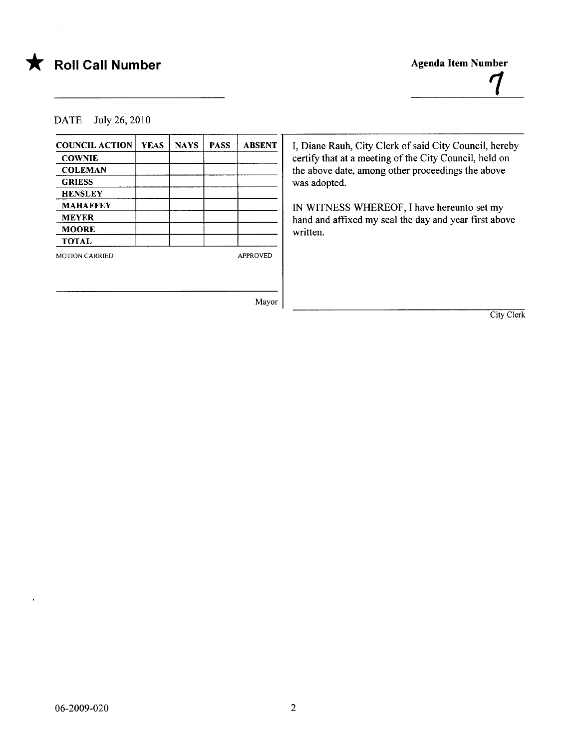★ **Roll Call Number**

**Agenda Item Number**

7

DATE July 26, 2010

| COUNCIL ACTION | YEAS | NAYS | PASS | ABSENT |
|---|---|---|---|---|
| COWNIE | | | | |
| COLEMAN | | | | |
| GRIESS | | | | |
| HENSLEY | | | | |
| MAHAFFEY | | | | |
| MEYER | | | | |
| MOORE | | | | |
| TOTAL | | | | |

MOTION CARRIED APPROVED

Mayor

I, Diane Rauh, City Clerk of said City Council, hereby certify that at a meeting of the City Council, held on the above date, among other proceedings the above was adopted.

IN WITNESS WHEREOF, I have hereunto set my hand and affixed my seal the day and year first above written.

City Clerk

06-2009-020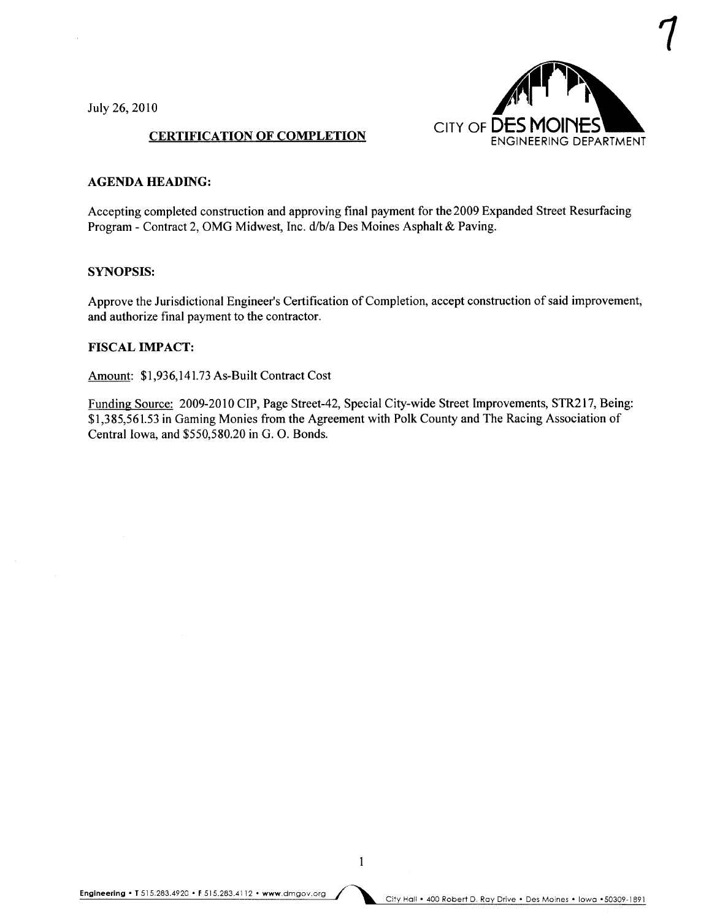July 26, 2010

CITY OF DES MOINES
ENGINEERING DEPARTMENT

**CERTIFICATION OF COMPLETION**

**AGENDA HEADING:**

Accepting completed construction and approving final payment for the 2009 Expanded Street Resurfacing Program - Contract 2, OMG Midwest, Inc. d/b/a Des Moines Asphalt & Paving.

**SYNOPSIS:**

Approve the Jurisdictional Engineer's Certification of Completion, accept construction of said improvement, and authorize final payment to the contractor.

**FISCAL IMPACT:**

Amount: $1,936,141.73 As-Built Contract Cost

Funding Source: 2009-2010 CIP, Page Street-42, Special City-wide Street Improvements, STR217, Being: $1,385,561.53 in Gaming Monies from the Agreement with Polk County and The Racing Association of Central Iowa, and $550,580.20 in G. O. Bonds.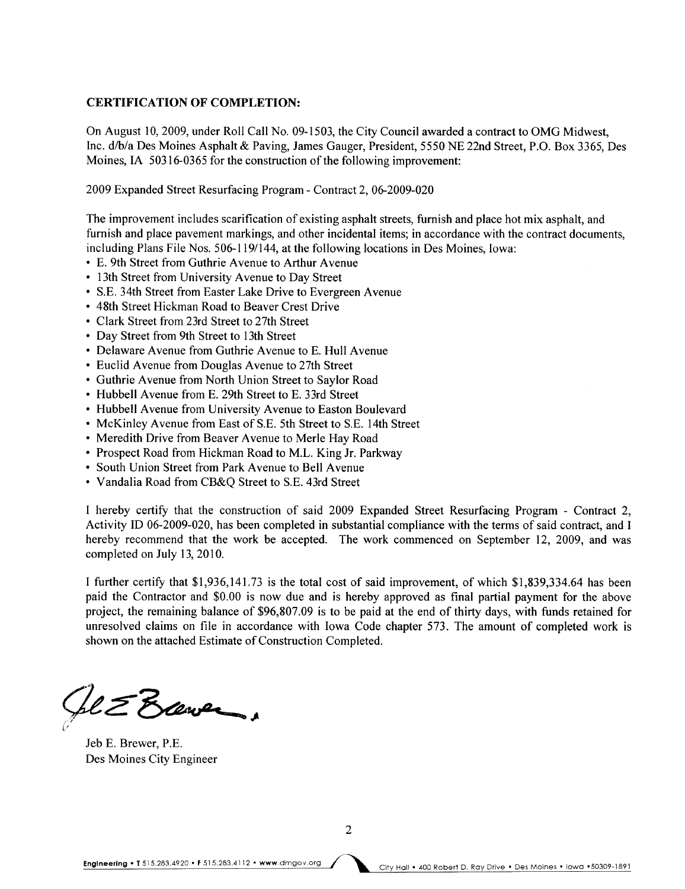**CERTIFICATION OF COMPLETION:**

On August 10, 2009, under Roll Call No. 09-1503, the City Council awarded a contract to OMG Midwest, Inc. d/b/a Des Moines Asphalt & Paving, James Gauger, President, 5550 NE 22nd Street, P.O. Box 3365, Des Moines, IA 50316-0365 for the construction of the following improvement:

2009 Expanded Street Resurfacing Program - Contract 2, 06-2009-020

The improvement includes scarification of existing asphalt streets, furnish and place hot mix asphalt, and furnish and place pavement markings, and other incidental items; in accordance with the contract documents, including Plans File Nos. 506-119/144, at the following locations in Des Moines, Iowa:

- E. 9th Street from Guthrie Avenue to Arthur Avenue
- 13th Street from University Avenue to Day Street
- S.E. 34th Street from Easter Lake Drive to Evergreen Avenue
- 48th Street Hickman Road to Beaver Crest Drive
- Clark Street from 23rd Street to 27th Street
- Day Street from 9th Street to 13th Street
- Delaware Avenue from Guthrie Avenue to E. Hull Avenue
- Euclid Avenue from Douglas Avenue to 27th Street
- Guthrie Avenue from North Union Street to Saylor Road
- Hubbell Avenue from E. 29th Street to E. 33rd Street
- Hubbell Avenue from University Avenue to Easton Boulevard
- McKinley Avenue from East of S.E. 5th Street to S.E. 14th Street
- Meredith Drive from Beaver Avenue to Merle Hay Road
- Prospect Road from Hickman Road to M.L. King Jr. Parkway
- South Union Street from Park Avenue to Bell Avenue
- Vandalia Road from CB&Q Street to S.E. 43rd Street

I hereby certify that the construction of said 2009 Expanded Street Resurfacing Program - Contract 2, Activity ID 06-2009-020, has been completed in substantial compliance with the terms of said contract, and I hereby recommend that the work be accepted. The work commenced on September 12, 2009, and was completed on July 13, 2010.

I further certify that $1,936,141.73 is the total cost of said improvement, of which $1,839,334.64 has been paid the Contractor and $0.00 is now due and is hereby approved as final partial payment for the above project, the remaining balance of $96,807.09 is to be paid at the end of thirty days, with funds retained for unresolved claims on file in accordance with Iowa Code chapter 573. The amount of completed work is shown on the attached Estimate of Construction Completed.

Jeb E. Brewer, P.E.
Des Moines City Engineer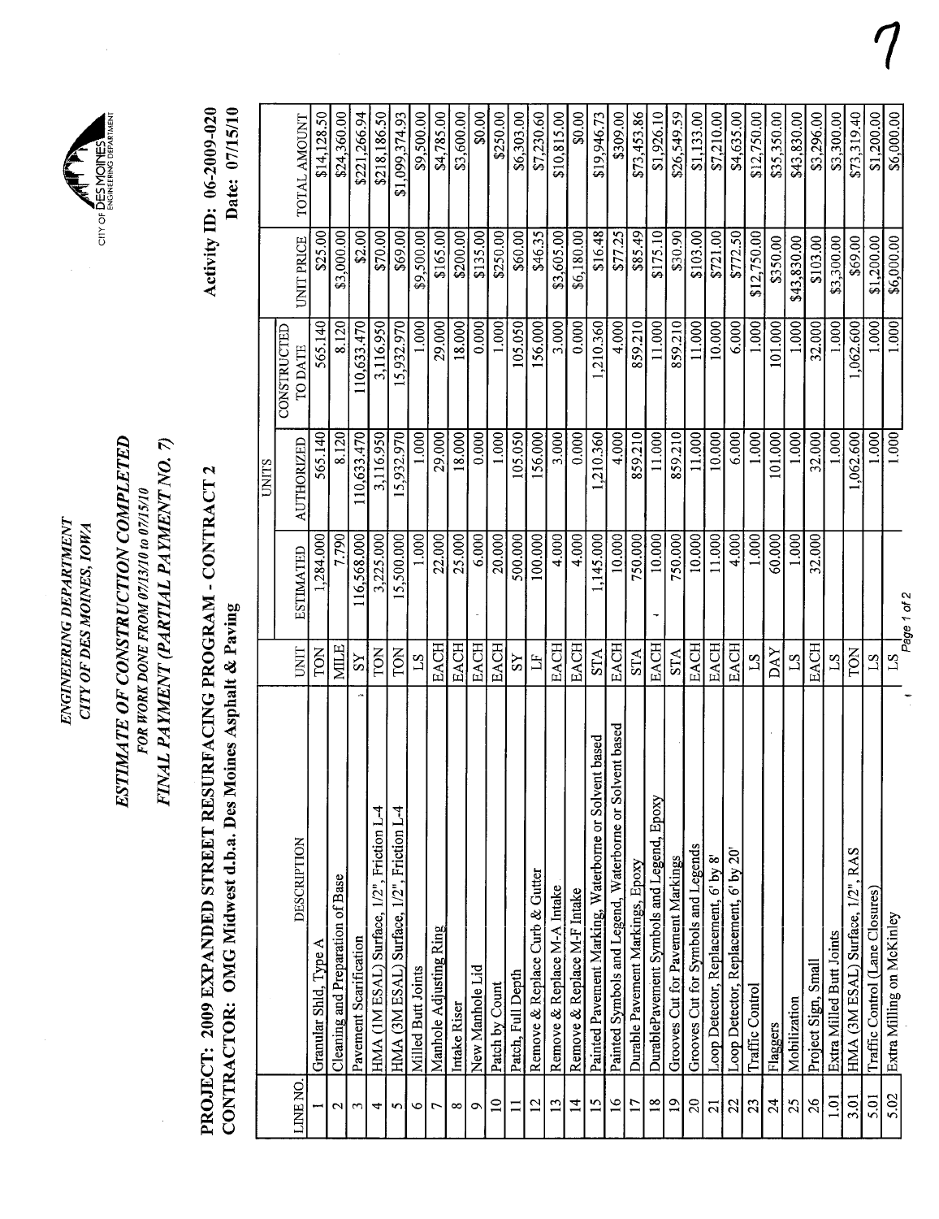ENGINEERING DEPARTMENT
CITY OF DES MOINES, IOWA

CITY OF DES MOINES ENGINEERING DEPARTMENT

7

## *ESTIMATE OF CONSTRUCTION COMPLETED*

*FOR WORK DONE FROM 07/13/10 to 07/15/10*

*FINAL PAYMENT (PARTIAL PAYMENT NO. 7)*

**PROJECT: 2009 EXPANDED STREET RESURFACING PROGRAM - CONTRACT 2**

**CONTRACTOR: OMG Midwest d.b.a. Des Moines Asphalt & Paving**

**Activity ID: 06-2009-020**

**Date: 07/15/10**

| LINE NO. | DESCRIPTION | UNIT | UNITS ESTIMATED | UNITS AUTHORIZED | CONSTRUCTED TO DATE | UNIT PRICE | TOTAL AMOUNT |
|---|---|---|---|---|---|---|---|
| 1 | Granular Shld, Type A | TON | 1,284.000 | 565.140 | 565.140 | $25.00 | $14,128.50 |
| 2 | Cleaning and Preparation of Base | MILE | 7.790 | 8.120 | 8.120 | $3,000.00 | $24,360.00 |
| 3 | Pavement Scarification | SY | 116,568.000 | 110,633.470 | 110,633.470 | $2.00 | $221,266.94 |
| 4 | HMA (1M ESAL) Surface, 1/2", Friction L-4 | TON | 3,225.000 | 3,116.950 | 3,116.950 | $70.00 | $218,186.50 |
| 5 | HMA (3M ESAL) Surface, 1/2", Friction L-4 | TON | 15,500.000 | 15,932.970 | 15,932.970 | $69.00 | $1,099,374.93 |
| 6 | Milled Butt Joints | LS | 1.000 | 1.000 | 1.000 | $9,500.00 | $9,500.00 |
| 7 | Manhole Adjusting Ring | EACH | 22.000 | 29.000 | 29.000 | $165.00 | $4,785.00 |
| 8 | Intake Riser | EACH | 25.000 | 18.000 | 18.000 | $200.00 | $3,600.00 |
| 9 | New Manhole Lid | EACH | 6.000 | 0.000 | 0.000 | $135.00 | $0.00 |
| 10 | Patch by Count | EACH | 20.000 | 1.000 | 1.000 | $250.00 | $250.00 |
| 11 | Patch, Full Depth | SY | 500.000 | 105.050 | 105.050 | $60.00 | $6,303.00 |
| 12 | Remove & Replace Curb & Gutter | LF | 100.000 | 156.000 | 156.000 | $46.35 | $7,230.60 |
| 13 | Remove & Replace M-A Intake | EACH | 4.000 | 3.000 | 3.000 | $3,605.00 | $10,815.00 |
| 14 | Remove & Replace M-F Intake | EACH | 4.000 | 0.000 | 0.000 | $6,180.00 | $0.00 |
| 15 | Painted Pavement Marking, Waterborne or Solvent based | STA | 1,145.000 | 1,210.360 | 1,210.360 | $16.48 | $19,946.73 |
| 16 | Painted Symbols and Legend, Waterborne or Solvent based | EACH | 10.000 | 4.000 | 4.000 | $77.25 | $309.00 |
| 17 | Durable Pavement Markings, Epoxy | STA | 750.000 | 859.210 | 859.210 | $85.49 | $73,453.86 |
| 18 | DurablePavement Symbols and Legend, Epoxy | EACH | 10.000 | 11.000 | 11.000 | $175.10 | $1,926.10 |
| 19 | Grooves Cut for Pavement Markings | STA | 750.000 | 859.210 | 859.210 | $30.90 | $26,549.59 |
| 20 | Grooves Cut for Symbols and Legends | EACH | 10.000 | 11.000 | 11.000 | $103.00 | $1,133.00 |
| 21 | Loop Detector, Replacement, 6' by 8' | EACH | 11.000 | 10.000 | 10.000 | $721.00 | $7,210.00 |
| 22 | Loop Detector, Replacement, 6' by 20' | EACH | 4.000 | 6.000 | 6.000 | $772.50 | $4,635.00 |
| 23 | Traffic Control | LS | 1.000 | 1.000 | 1.000 | $12,750.00 | $12,750.00 |
| 24 | Flaggers | DAY | 60.000 | 101.000 | 101.000 | $350.00 | $35,350.00 |
| 25 | Mobilization | LS | 1.000 | 1.000 | 1.000 | $43,830.00 | $43,830.00 |
| 26 | Project Sign, Small | EACH | 32.000 | 32.000 | 32.000 | $103.00 | $3,296.00 |
| 1.01 | Extra Milled Butt Joints | LS | | 1.000 | 1.000 | $3,300.00 | $3,300.00 |
| 3.01 | HMA (3M ESAL) Surface, 1/2", RAS | TON | | 1,062.600 | 1,062.600 | $69.00 | $73,319.40 |
| 5.01 | Traffic Control (Lane Closures) | LS | | 1.000 | 1.000 | $1,200.00 | $1,200.00 |
| 5.02 | Extra Milling on McKinley | LS | | 1.000 | 1.000 | $6,000.00 | $6,000.00 |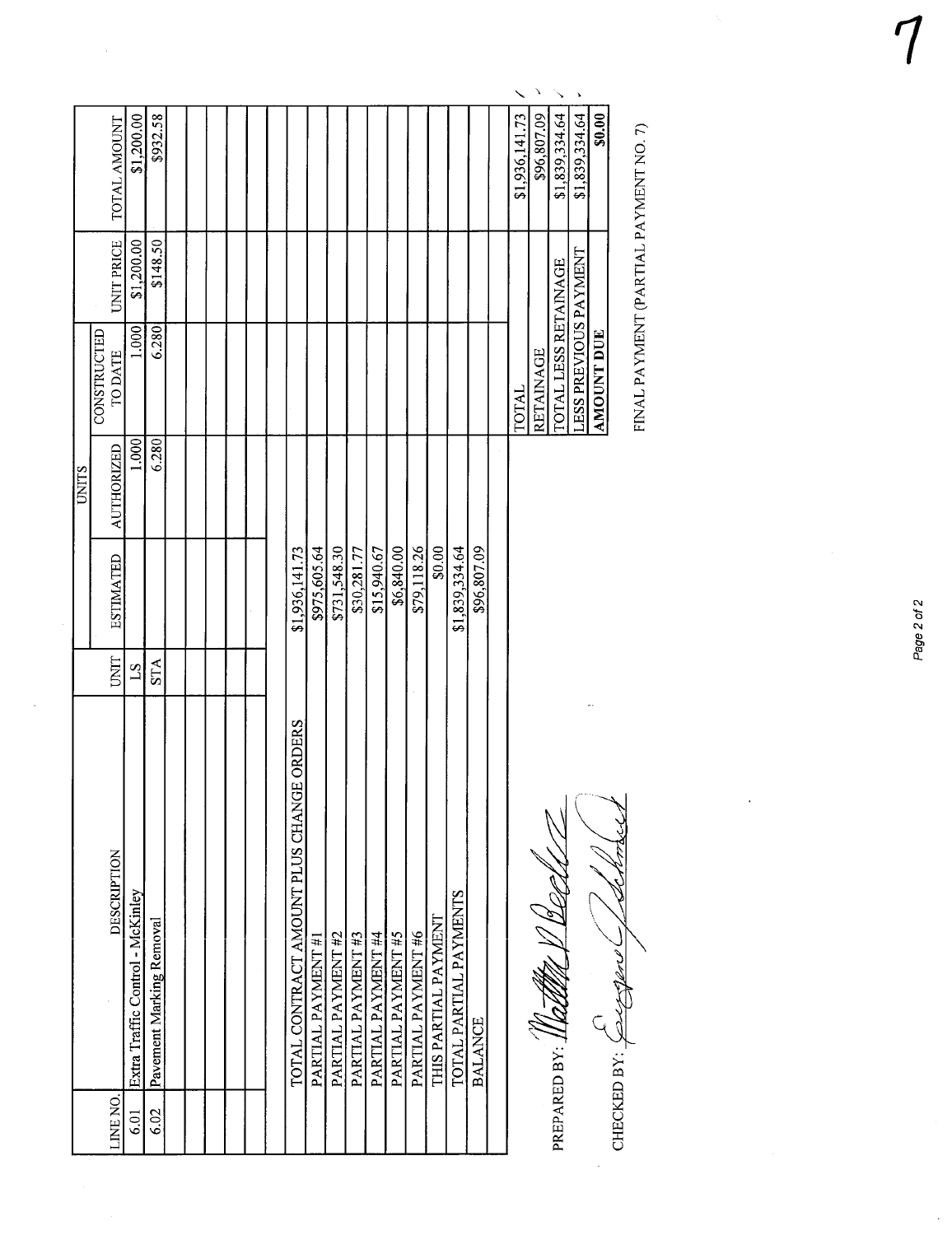7

| LINE NO. | DESCRIPTION | UNIT | UNITS | | | UNIT PRICE | TOTAL AMOUNT |
|---|---|---|---|---|---|---|---|
| | | | ESTIMATED | AUTHORIZED | CONSTRUCTED TO DATE | | |
| 6.01 | Extra Traffic Control - McKinley | LS | | 1.000 | 1.000 | $1,200.00 | $1,200.00 |
| 6.02 | Pavement Marking Removal | STA | | 6.280 | 6.280 | $148.50 | $932.58 |
| | | | | | | | |
| | | | | | | | |
| | | | | | | | |
| | | | | | | | |
| | TOTAL CONTRACT AMOUNT PLUS CHANGE ORDERS | | $1,936,141.73 | | | | |
| | PARTIAL PAYMENT #1 | | $975,605.64 | | | | |
| | PARTIAL PAYMENT #2 | | $731,548.30 | | | | |
| | PARTIAL PAYMENT #3 | | $30,281.77 | | | | |
| | PARTIAL PAYMENT #4 | | $15,940.67 | | | | |
| | PARTIAL PAYMENT #5 | | $6,840.00 | | | | |
| | PARTIAL PAYMENT #6 | | $79,118.26 | | | | |
| | THIS PARTIAL PAYMENT | | $0.00 | | | | |
| | TOTAL PARTIAL PAYMENTS | | $1,839,334.64 | | | | |
| | BALANCE | | $96,807.09 | | | | |
| | | | | | TOTAL | | $1,936,141.73 |
| | | | | | RETAINAGE | | $96,807.09 |
| | | | | | TOTAL LESS RETAINAGE | | $1,839,334.64 |
| | | | | | LESS PREVIOUS PAYMENT | | $1,839,334.64 |
| | | | | | **AMOUNT DUE** | | **$0.00** |

FINAL PAYMENT (PARTIAL PAYMENT NO. 7)

PREPARED BY: *[signature]*

CHECKED BY: *[signature]*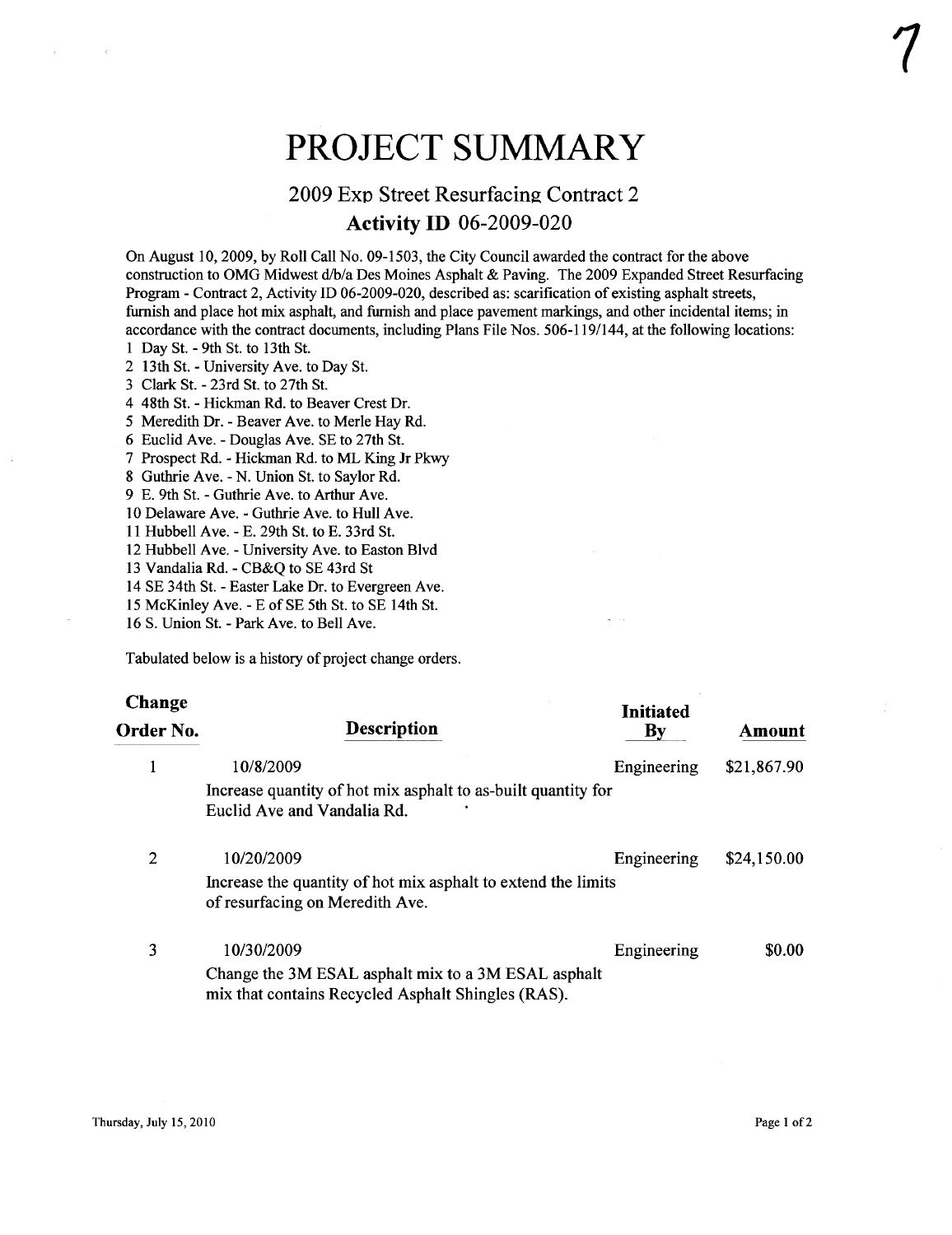// PROJECT SUMMARY

## 2009 Exp Street Resurfacing Contract 2

### Activity ID 06-2009-020

On August 10, 2009, by Roll Call No. 09-1503, the City Council awarded the contract for the above construction to OMG Midwest d/b/a Des Moines Asphalt & Paving. The 2009 Expanded Street Resurfacing Program - Contract 2, Activity ID 06-2009-020, described as: scarification of existing asphalt streets, furnish and place hot mix asphalt, and furnish and place pavement markings, and other incidental items; in accordance with the contract documents, including Plans File Nos. 506-119/144, at the following locations:

1 Day St. - 9th St. to 13th St.
2 13th St. - University Ave. to Day St.
3 Clark St. - 23rd St. to 27th St.
4 48th St. - Hickman Rd. to Beaver Crest Dr.
5 Meredith Dr. - Beaver Ave. to Merle Hay Rd.
6 Euclid Ave. - Douglas Ave. SE to 27th St.
7 Prospect Rd. - Hickman Rd. to ML King Jr Pkwy
8 Guthrie Ave. - N. Union St. to Saylor Rd.
9 E. 9th St. - Guthrie Ave. to Arthur Ave.
10 Delaware Ave. - Guthrie Ave. to Hull Ave.
11 Hubbell Ave. - E. 29th St. to E. 33rd St.
12 Hubbell Ave. - University Ave. to Easton Blvd
13 Vandalia Rd. - CB&Q to SE 43rd St
14 SE 34th St. - Easter Lake Dr. to Evergreen Ave.
15 McKinley Ave. - E of SE 5th St. to SE 14th St.
16 S. Union St. - Park Ave. to Bell Ave.

Tabulated below is a history of project change orders.

| Change Order No. | Description | Initiated By | Amount |
|---|---|---|---|
| 1 | 10/8/2009<br>Increase quantity of hot mix asphalt to as-built quantity for Euclid Ave and Vandalia Rd. | Engineering | $21,867.90 |
| 2 | 10/20/2009<br>Increase the quantity of hot mix asphalt to extend the limits of resurfacing on Meredith Ave. | Engineering | $24,150.00 |
| 3 | 10/30/2009<br>Change the 3M ESAL asphalt mix to a 3M ESAL asphalt mix that contains Recycled Asphalt Shingles (RAS). | Engineering | $0.00 |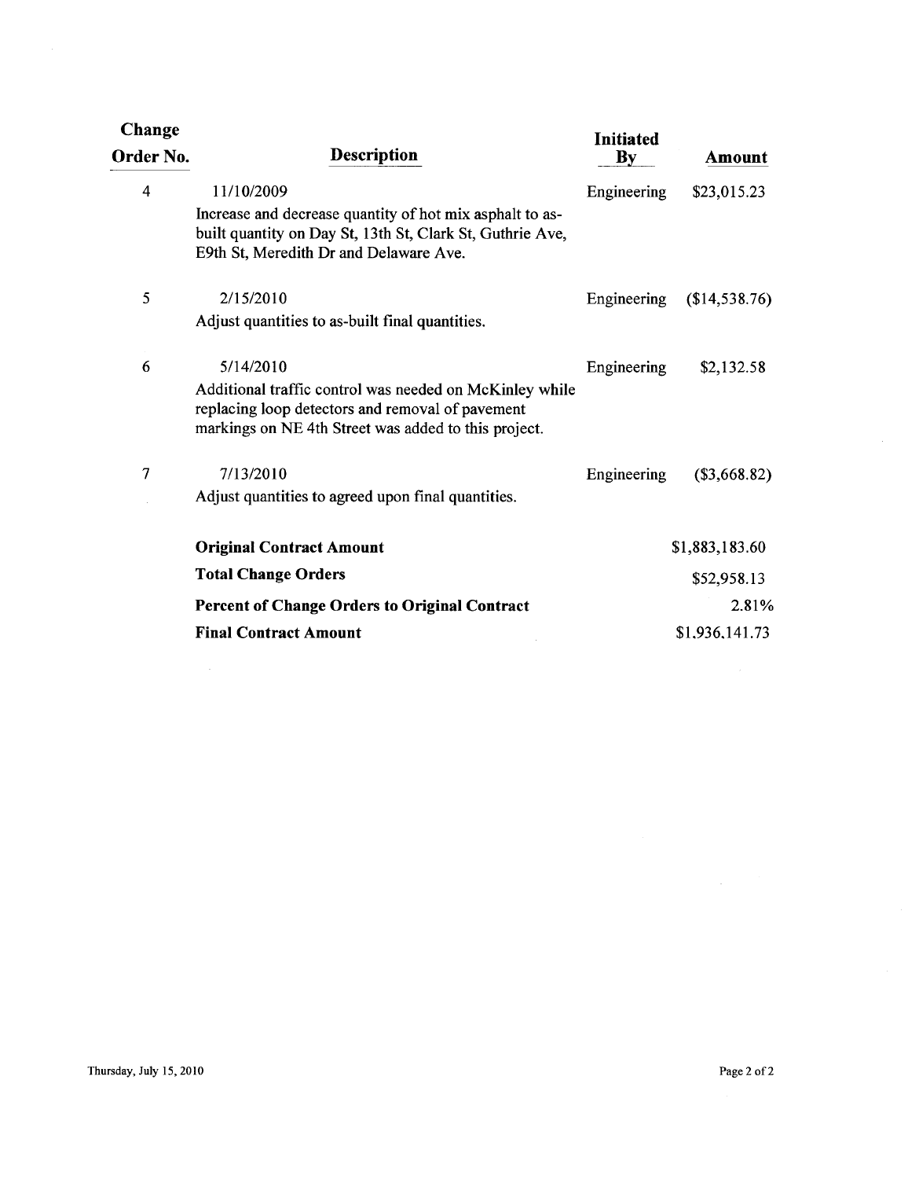| Change Order No. | Description | Initiated By | Amount |
|---|---|---|---|
| 4 | 11/10/2009<br>Increase and decrease quantity of hot mix asphalt to as-built quantity on Day St, 13th St, Clark St, Guthrie Ave, E9th St, Meredith Dr and Delaware Ave. | Engineering | $23,015.23 |
| 5 | 2/15/2010<br>Adjust quantities to as-built final quantities. | Engineering | ($14,538.76) |
| 6 | 5/14/2010<br>Additional traffic control was needed on McKinley while replacing loop detectors and removal of pavement markings on NE 4th Street was added to this project. | Engineering | $2,132.58 |
| 7 | 7/13/2010<br>Adjust quantities to agreed upon final quantities. | Engineering | ($3,668.82) |
| | **Original Contract Amount** | | $1,883,183.60 |
| | **Total Change Orders** | | $52,958.13 |
| | **Percent of Change Orders to Original Contract** | | 2.81% |
| | **Final Contract Amount** | | $1,936,141.73 |

Thursday, July 15, 2010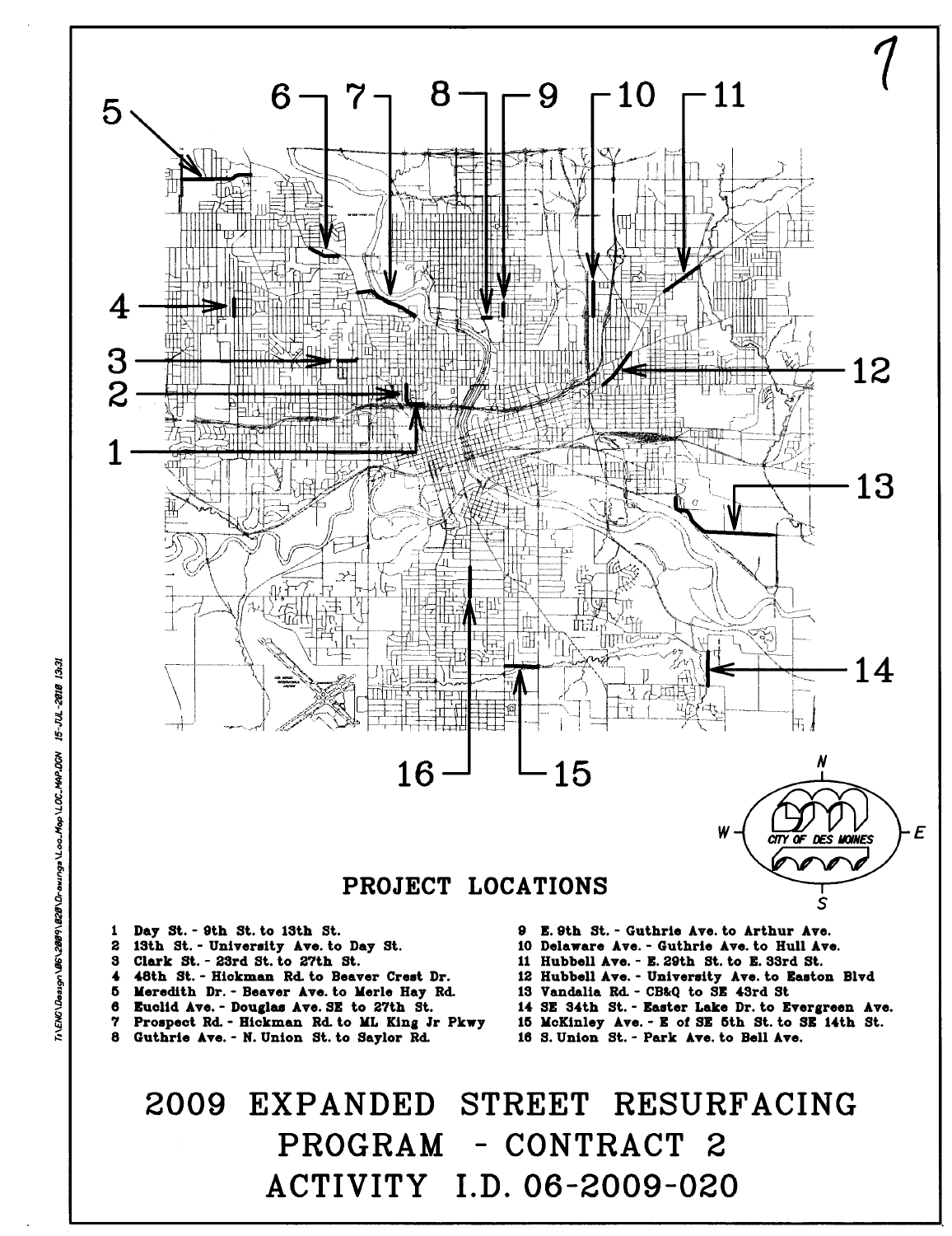## PROJECT LOCATIONS

1 Day St. - 9th St. to 13th St.
2 13th St. - University Ave. to Day St.
3 Clark St. - 23rd St. to 27th St.
4 48th St. - Hickman Rd. to Beaver Crest Dr.
5 Meredith Dr. - Beaver Ave. to Merle Hay Rd.
6 Euclid Ave. - Douglas Ave. SE to 27th St.
7 Prospect Rd. - Hickman Rd. to ML King Jr Pkwy
8 Guthrie Ave. - N. Union St. to Saylor Rd.
9 E. 9th St. - Guthrie Ave. to Arthur Ave.
10 Delaware Ave. - Guthrie Ave. to Hull Ave.
11 Hubbell Ave. - E. 29th St. to E. 33rd St.
12 Hubbell Ave. - University Ave. to Easton Blvd
13 Vandalia Rd. - CB&Q to SE 43rd St
14 SE 34th St. - Easter Lake Dr. to Evergreen Ave.
15 McKinley Ave. - E of SE 5th St. to SE 14th St.
16 S. Union St. - Park Ave. to Bell Ave.

# 2009 EXPANDED STREET RESURFACING PROGRAM - CONTRACT 2
# ACTIVITY I.D. 06-2009-020